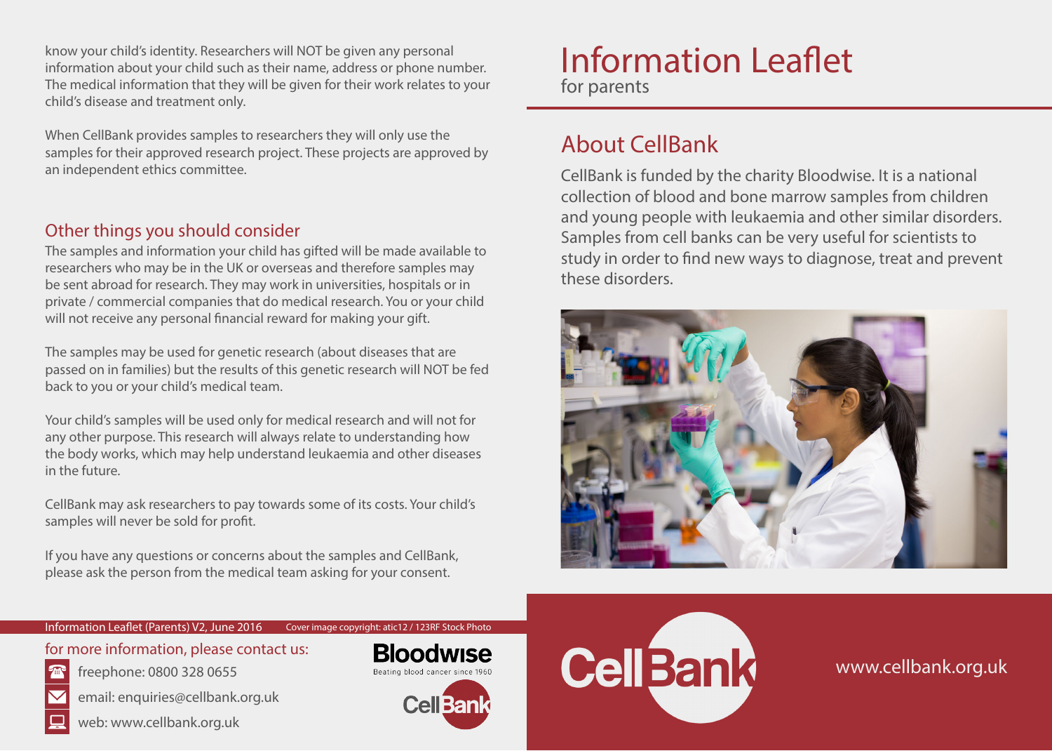know your child's identity. Researchers will NOT be given any personal information about your child such as their name, address or phone number. The medical information that they will be given for their work relates to your child's disease and treatment only.

When CellBank provides samples to researchers they will only use the samples for their approved research project. These projects are approved by an independent ethics committee.

## Other things you should consider

The samples and information your child has gifted will be made available to researchers who may be in the UK or overseas and therefore samples may be sent abroad for research. They may work in universities, hospitals or in private / commercial companies that do medical research. You or your child will not receive any personal financial reward for making your gift.

The samples may be used for genetic research (about diseases that are passed on in families) but the results of this genetic research will NOT be fed back to you or your child's medical team.

Your child's samples will be used only for medical research and will not for any other purpose. This research will always relate to understanding how the body works, which may help understand leukaemia and other diseases in the future.

CellBank may ask researchers to pay towards some of its costs. Your child's samples will never be sold for profit.

If you have any questions or concerns about the samples and CellBank, please ask the person from the medical team asking for your consent.

Information Leaflet (Parents) V2, June 2016 Cover image copyright: atic12 / 123RF Stock Photo

for more information, please contact us:

- freephone: 0800 328 0655
- email: enquiries@cellbank.org.uk
- web: www.cellbank.org.uk

Bloodwise
Beating blood cancer since 1960

CellBank

# Information Leaflet
for parents

## About CellBank

CellBank is funded by the charity Bloodwise. It is a national collection of blood and bone marrow samples from children and young people with leukaemia and other similar disorders. Samples from cell banks can be very useful for scientists to study in order to find new ways to diagnose, treat and prevent these disorders.

CellBank

www.cellbank.org.uk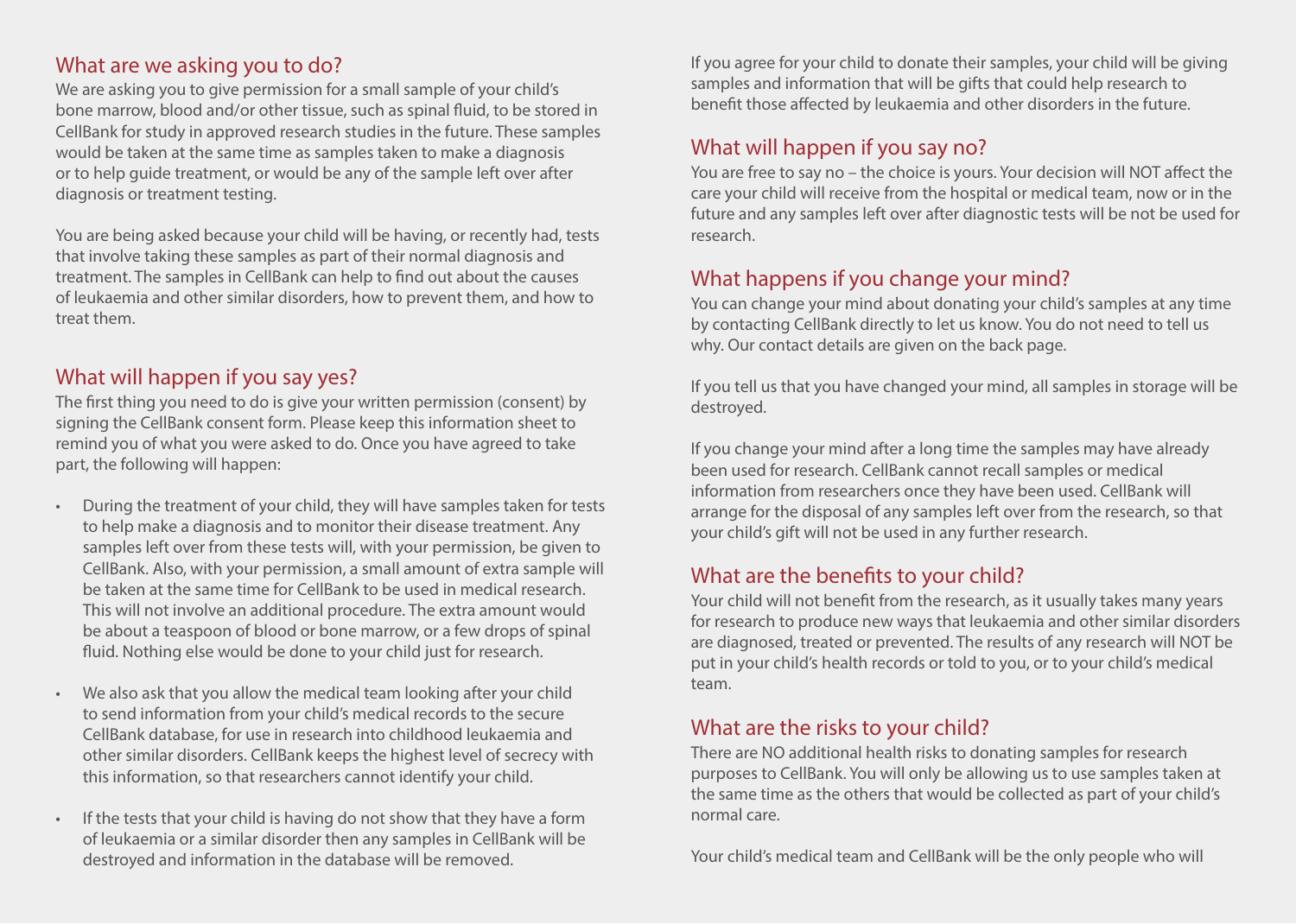## What are we asking you to do?

We are asking you to give permission for a small sample of your child's bone marrow, blood and/or other tissue, such as spinal fluid, to be stored in CellBank for study in approved research studies in the future. These samples would be taken at the same time as samples taken to make a diagnosis or to help guide treatment, or would be any of the sample left over after diagnosis or treatment testing.

You are being asked because your child will be having, or recently had, tests that involve taking these samples as part of their normal diagnosis and treatment. The samples in CellBank can help to find out about the causes of leukaemia and other similar disorders, how to prevent them, and how to treat them.

## What will happen if you say yes?

The first thing you need to do is give your written permission (consent) by signing the CellBank consent form. Please keep this information sheet to remind you of what you were asked to do. Once you have agreed to take part, the following will happen:

- During the treatment of your child, they will have samples taken for tests to help make a diagnosis and to monitor their disease treatment. Any samples left over from these tests will, with your permission, be given to CellBank. Also, with your permission, a small amount of extra sample will be taken at the same time for CellBank to be used in medical research. This will not involve an additional procedure. The extra amount would be about a teaspoon of blood or bone marrow, or a few drops of spinal fluid. Nothing else would be done to your child just for research.

- We also ask that you allow the medical team looking after your child to send information from your child's medical records to the secure CellBank database, for use in research into childhood leukaemia and other similar disorders. CellBank keeps the highest level of secrecy with this information, so that researchers cannot identify your child.

- If the tests that your child is having do not show that they have a form of leukaemia or a similar disorder then any samples in CellBank will be destroyed and information in the database will be removed.

If you agree for your child to donate their samples, your child will be giving samples and information that will be gifts that could help research to benefit those affected by leukaemia and other disorders in the future.

## What will happen if you say no?

You are free to say no – the choice is yours. Your decision will NOT affect the care your child will receive from the hospital or medical team, now or in the future and any samples left over after diagnostic tests will be not be used for research.

## What happens if you change your mind?

You can change your mind about donating your child's samples at any time by contacting CellBank directly to let us know. You do not need to tell us why. Our contact details are given on the back page.

If you tell us that you have changed your mind, all samples in storage will be destroyed.

If you change your mind after a long time the samples may have already been used for research. CellBank cannot recall samples or medical information from researchers once they have been used. CellBank will arrange for the disposal of any samples left over from the research, so that your child's gift will not be used in any further research.

## What are the benefits to your child?

Your child will not benefit from the research, as it usually takes many years for research to produce new ways that leukaemia and other similar disorders are diagnosed, treated or prevented. The results of any research will NOT be put in your child's health records or told to you, or to your child's medical team.

## What are the risks to your child?

There are NO additional health risks to donating samples for research purposes to CellBank. You will only be allowing us to use samples taken at the same time as the others that would be collected as part of your child's normal care.

Your child's medical team and CellBank will be the only people who will